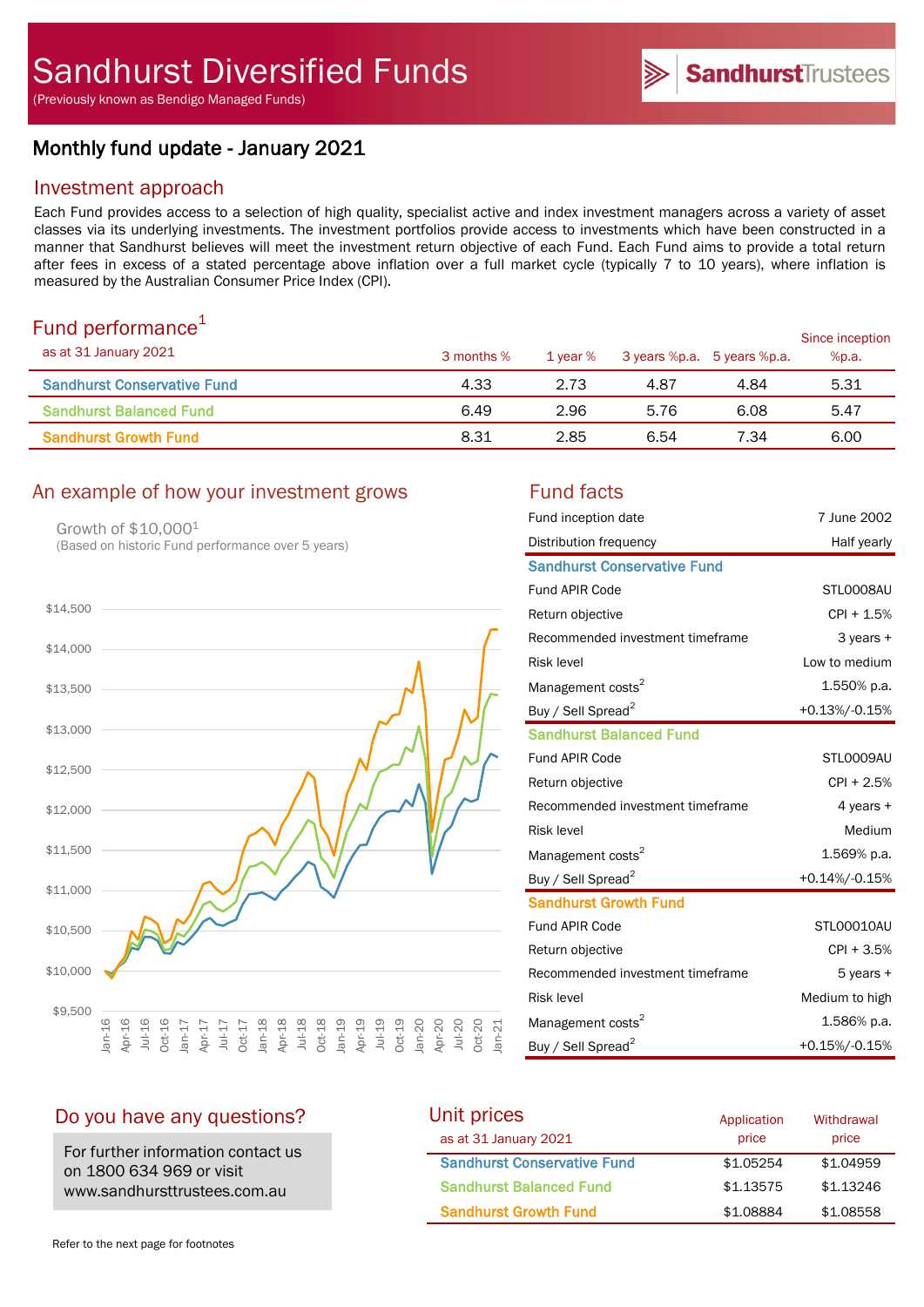# Sandhurst Diversified Funds

(Previously known as Bendigo Managed Funds)

SandhurstTrustees

## Monthly fund update - January 2021

### Investment approach

Each Fund provides access to a selection of high quality, specialist active and index investment managers across a variety of asset classes via its underlying investments. The investment portfolios provide access to investments which have been constructed in a manner that Sandhurst believes will meet the investment return objective of each Fund. Each Fund aims to provide a total return after fees in excess of a stated percentage above inflation over a full market cycle (typically 7 to 10 years), where inflation is measured by the Australian Consumer Price Index (CPI).

### Fund performance[1]

as at 31 January 2021

| | 3 months % | 1 year % | 3 years %p.a. | 5 years %p.a. | Since inception %p.a. |
|---|---|---|---|---|---|
| Sandhurst Conservative Fund | 4.33 | 2.73 | 4.87 | 4.84 | 5.31 |
| Sandhurst Balanced Fund | 6.49 | 2.96 | 5.76 | 6.08 | 5.47 |
| Sandhurst Growth Fund | 8.31 | 2.85 | 6.54 | 7.34 | 6.00 |

### An example of how your investment grows

Growth of $10,000[1]
(Based on historic Fund performance over 5 years)

### Fund facts

| | |
|---|---|
| Fund inception date | 7 June 2002 |
| Distribution frequency | Half yearly |
| **Sandhurst Conservative Fund** | |
| Fund APIR Code | STL0008AU |
| Return objective | CPI + 1.5% |
| Recommended investment timeframe | 3 years + |
| Risk level | Low to medium |
| Management costs[2] | 1.550% p.a. |
| Buy / Sell Spread[2] | +0.13%/-0.15% |
| **Sandhurst Balanced Fund** | |
| Fund APIR Code | STL0009AU |
| Return objective | CPI + 2.5% |
| Recommended investment timeframe | 4 years + |
| Risk level | Medium |
| Management costs[2] | 1.569% p.a. |
| Buy / Sell Spread[2] | +0.14%/-0.15% |
| **Sandhurst Growth Fund** | |
| Fund APIR Code | STL00010AU |
| Return objective | CPI + 3.5% |
| Recommended investment timeframe | 5 years + |
| Risk level | Medium to high |
| Management costs[2] | 1.586% p.a. |
| Buy / Sell Spread[2] | +0.15%/-0.15% |

### Do you have any questions?

For further information contact us on 1800 634 969 or visit www.sandhursttrustees.com.au

### Unit prices

as at 31 January 2021

| | Application price | Withdrawal price |
|---|---|---|
| Sandhurst Conservative Fund | $1.05254 | $1.04959 |
| Sandhurst Balanced Fund | $1.13575 | $1.13246 |
| Sandhurst Growth Fund | $1.08884 | $1.08558 |

Refer to the next page for footnotes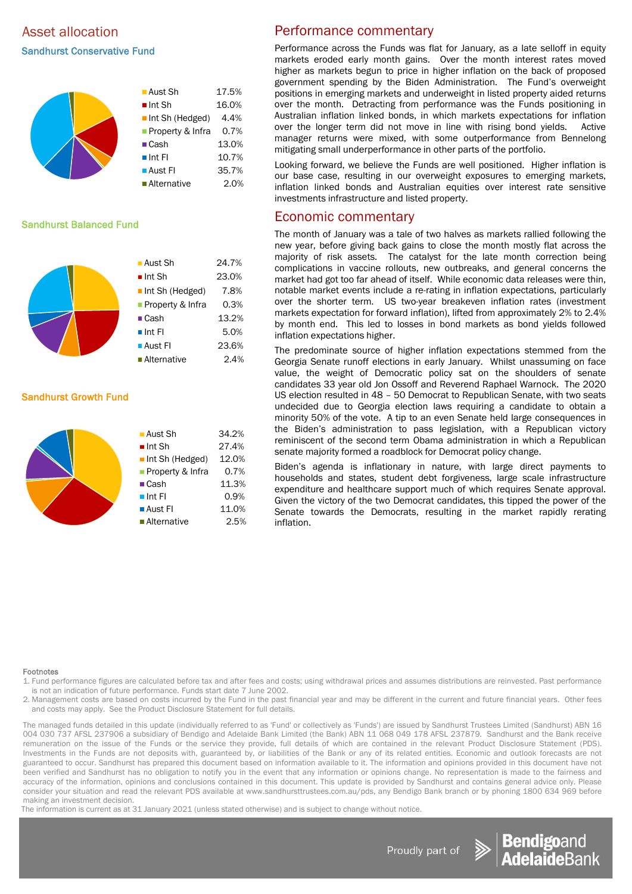## Asset allocation

### Sandhurst Conservative Fund

Aust Sh 17.5%
Int Sh 16.0%
Int Sh (Hedged) 4.4%
Property & Infra 0.7%
Cash 13.0%
Int FI 10.7%
Aust FI 35.7%
Alternative 2.0%

### Sandhurst Balanced Fund

Aust Sh 24.7%
Int Sh 23.0%
Int Sh (Hedged) 7.8%
Property & Infra 0.3%
Cash 13.2%
Int FI 5.0%
Aust FI 23.6%
Alternative 2.4%

### Sandhurst Growth Fund

Aust Sh 34.2%
Int Sh 27.4%
Int Sh (Hedged) 12.0%
Property & Infra 0.7%
Cash 11.3%
Int FI 0.9%
Aust FI 11.0%
Alternative 2.5%

## Performance commentary

Performance across the Funds was flat for January, as a late selloff in equity markets eroded early month gains. Over the month interest rates moved higher as markets begun to price in higher inflation on the back of proposed government spending by the Biden Administration. The Fund's overweight positions in emerging markets and underweight in listed property aided returns over the month. Detracting from performance was the Funds positioning in Australian inflation linked bonds, in which markets expectations for inflation over the longer term did not move in line with rising bond yields. Active manager returns were mixed, with some outperformance from Bennelong mitigating small underperformance in other parts of the portfolio.

Looking forward, we believe the Funds are well positioned. Higher inflation is our base case, resulting in our overweight exposures to emerging markets, inflation linked bonds and Australian equities over interest rate sensitive investments infrastructure and listed property.

## Economic commentary

The month of January was a tale of two halves as markets rallied following the new year, before giving back gains to close the month mostly flat across the majority of risk assets. The catalyst for the late month correction being complications in vaccine rollouts, new outbreaks, and general concerns the market had got too far ahead of itself. While economic data releases were thin, notable market events include a re-rating in inflation expectations, particularly over the shorter term. US two-year breakeven inflation rates (investment markets expectation for forward inflation), lifted from approximately 2% to 2.4% by month end. This led to losses in bond markets as bond yields followed inflation expectations higher.

The predominate source of higher inflation expectations stemmed from the Georgia Senate runoff elections in early January. Whilst unassuming on face value, the weight of Democratic policy sat on the shoulders of senate candidates 33 year old Jon Ossoff and Reverend Raphael Warnock. The 2020 US election resulted in 48 – 50 Democrat to Republican Senate, with two seats undecided due to Georgia election laws requiring a candidate to obtain a minority 50% of the vote. A tip to an even Senate held large consequences in the Biden's administration to pass legislation, with a Republican victory reminiscent of the second term Obama administration in which a Republican senate majority formed a roadblock for Democrat policy change.

Biden's agenda is inflationary in nature, with large direct payments to households and states, student debt forgiveness, large scale infrastructure expenditure and healthcare support much of which requires Senate approval. Given the victory of the two Democrat candidates, this tipped the power of the Senate towards the Democrats, resulting in the market rapidly rerating inflation.

Footnotes

1. Fund performance figures are calculated before tax and after fees and costs; using withdrawal prices and assumes distributions are reinvested. Past performance is not an indication of future performance. Funds start date 7 June 2002.
2. Management costs are based on costs incurred by the Fund in the past financial year and may be different in the current and future financial years. Other fees and costs may apply. See the Product Disclosure Statement for full details.

The managed funds detailed in this update (individually referred to as 'Fund' or collectively as 'Funds') are issued by Sandhurst Trustees Limited (Sandhurst) ABN 16 004 030 737 AFSL 237906 a subsidiary of Bendigo and Adelaide Bank Limited (the Bank) ABN 11 068 049 178 AFSL 237879. Sandhurst and the Bank receive remuneration on the issue of the Funds or the service they provide, full details of which are contained in the relevant Product Disclosure Statement (PDS). Investments in the Funds are not deposits with, guaranteed by, or liabilities of the Bank or any of its related entities. Economic and outlook forecasts are not guaranteed to occur. Sandhurst has prepared this document based on information available to it. The information and opinions provided in this document have not been verified and Sandhurst has no obligation to notify you in the event that any information or opinions change. No representation is made to the fairness and accuracy of the information, opinions and conclusions contained in this document. This update is provided by Sandhurst and contains general advice only. Please consider your situation and read the relevant PDS available at www.sandhursttrustees.com.au/pds, any Bendigo Bank branch or by phoning 1800 634 969 before making an investment decision.
The information is current as at 31 January 2021 (unless stated otherwise) and is subject to change without notice.

Proudly part of Bendigo and Adelaide Bank